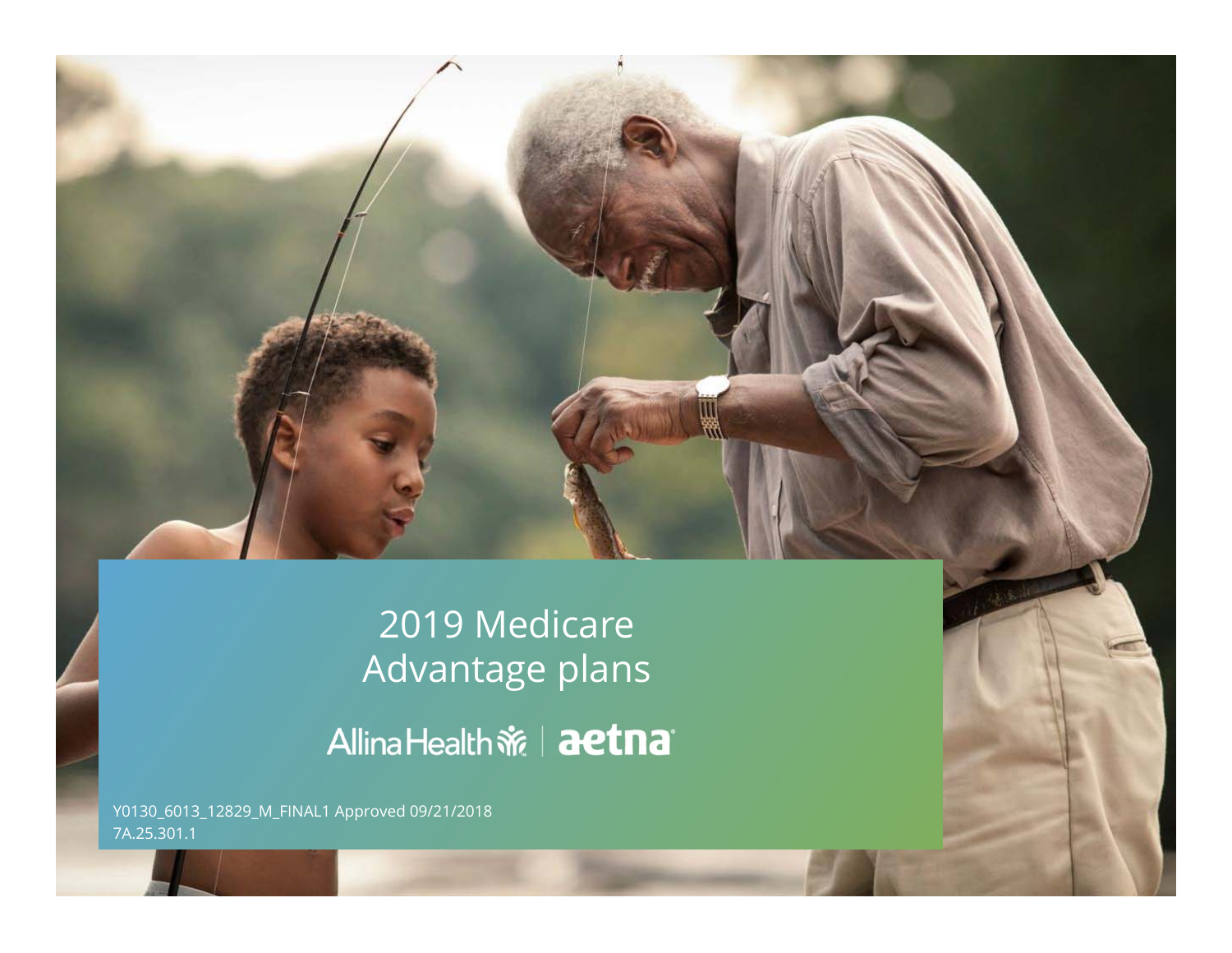# 2019 Medicare Advantage plans

Allina Health | aetna

Y0130_6013_12829_M_FINAL1 Approved 09/21/2018
7A.25.301.1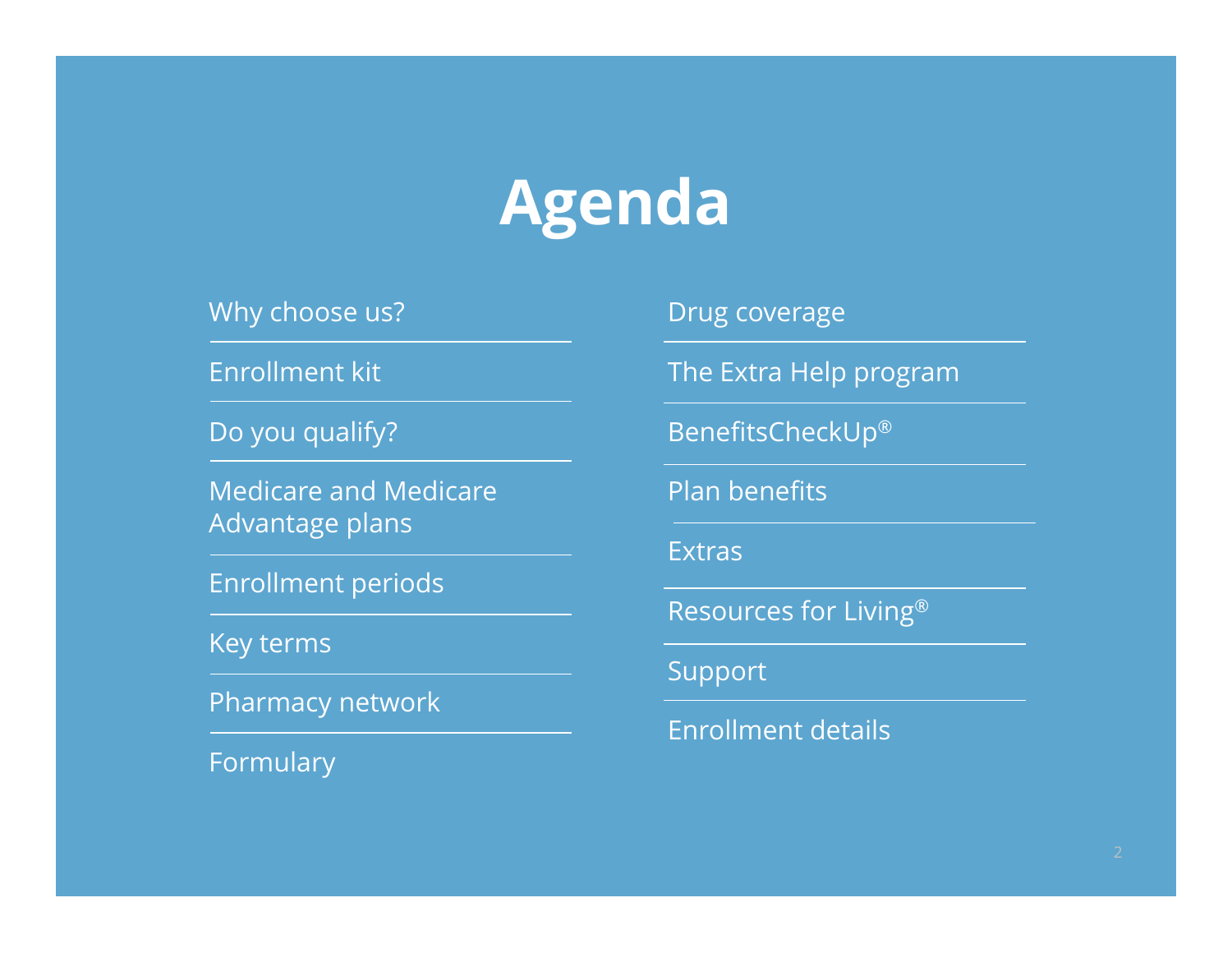# Agenda

- Why choose us?
- Enrollment kit
- Do you qualify?
- Medicare and Medicare Advantage plans
- Enrollment periods
- Key terms
- Pharmacy network
- Formulary
- Drug coverage
- The Extra Help program
- BenefitsCheckUp®
- Plan benefits
- Extras
- Resources for Living®
- Support
- Enrollment details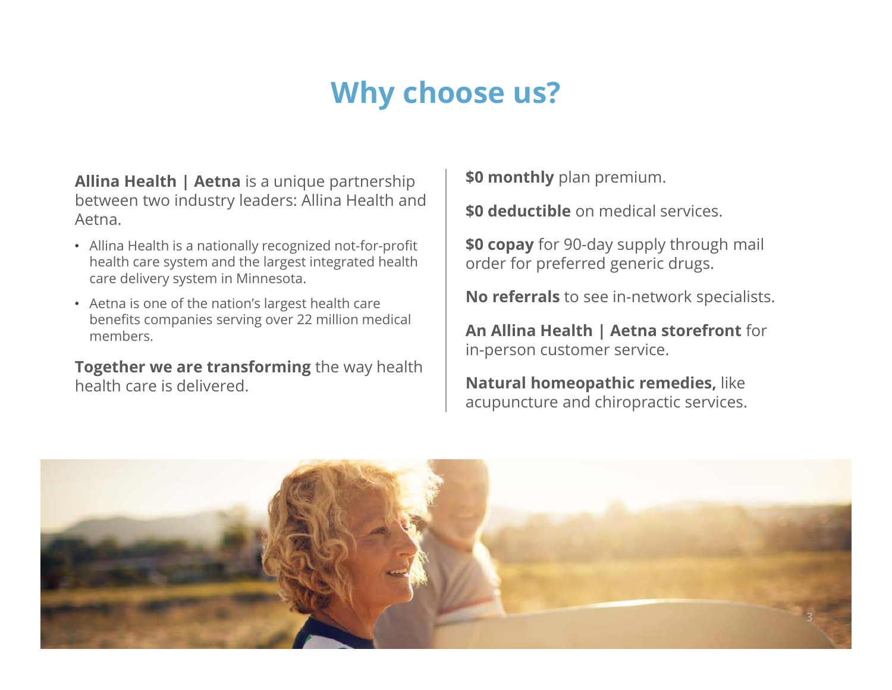# Why choose us?

**Allina Health | Aetna** is a unique partnership between two industry leaders: Allina Health and Aetna.

- Allina Health is a nationally recognized not-for-profit health care system and the largest integrated health care delivery system in Minnesota.
- Aetna is one of the nation's largest health care benefits companies serving over 22 million medical members.

**Together we are transforming** the way health health care is delivered.

**$0 monthly** plan premium.

**$0 deductible** on medical services.

**$0 copay** for 90-day supply through mail order for preferred generic drugs.

**No referrals** to see in-network specialists.

**An Allina Health | Aetna storefront** for in-person customer service.

**Natural homeopathic remedies,** like acupuncture and chiropractic services.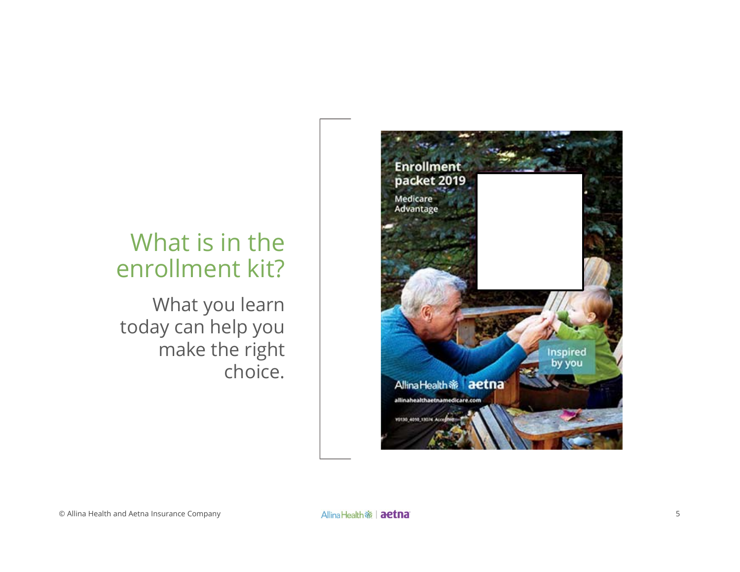# What is in the enrollment kit?

What you learn today can help you make the right choice.

Enrollment packet 2019

Medicare Advantage

Inspired by you

AllinaHealth aetna

allinahealthaetnamedicare.com

Y0130_4050_13074 Accepted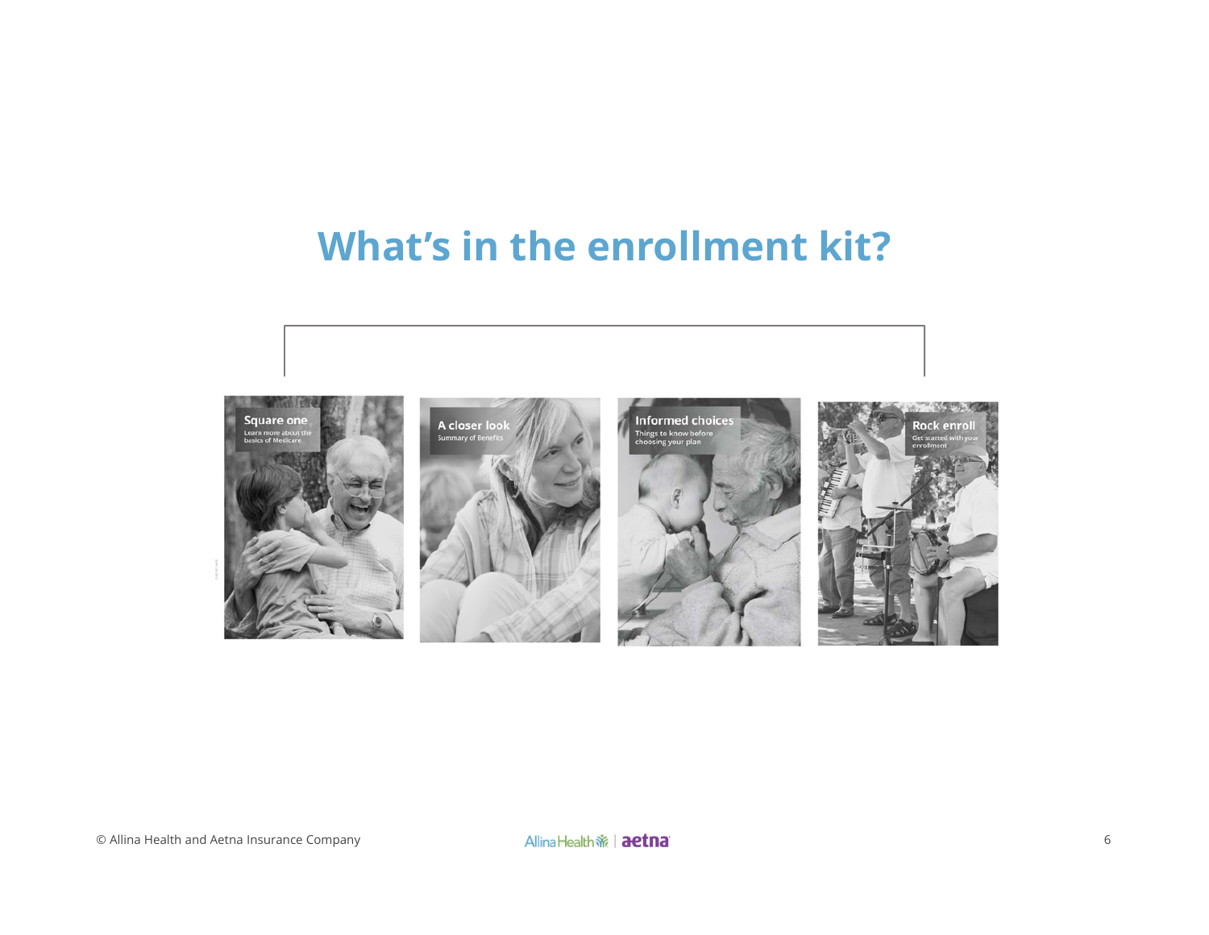# What's in the enrollment kit?

Square one
Learn more about the basics of Medicare

A closer look
Summary of Benefits

Informed choices
Things to know before choosing your plan

Rock enroll
Get started with your enrollment

© Allina Health and Aetna Insurance Company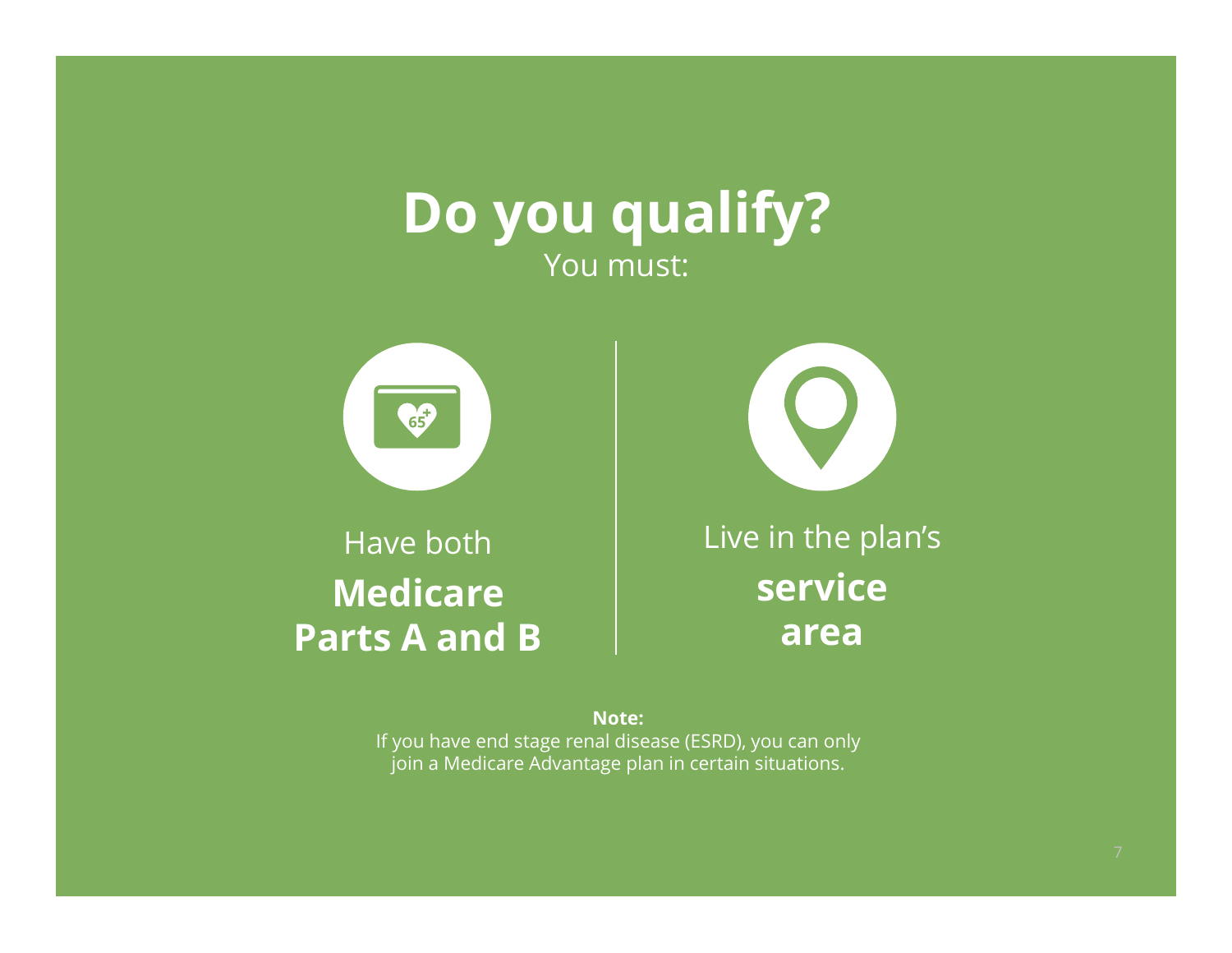# Do you qualify?

You must:

Have both **Medicare Parts A and B**

Live in the plan's **service area**

**Note:**
If you have end stage renal disease (ESRD), you can only join a Medicare Advantage plan in certain situations.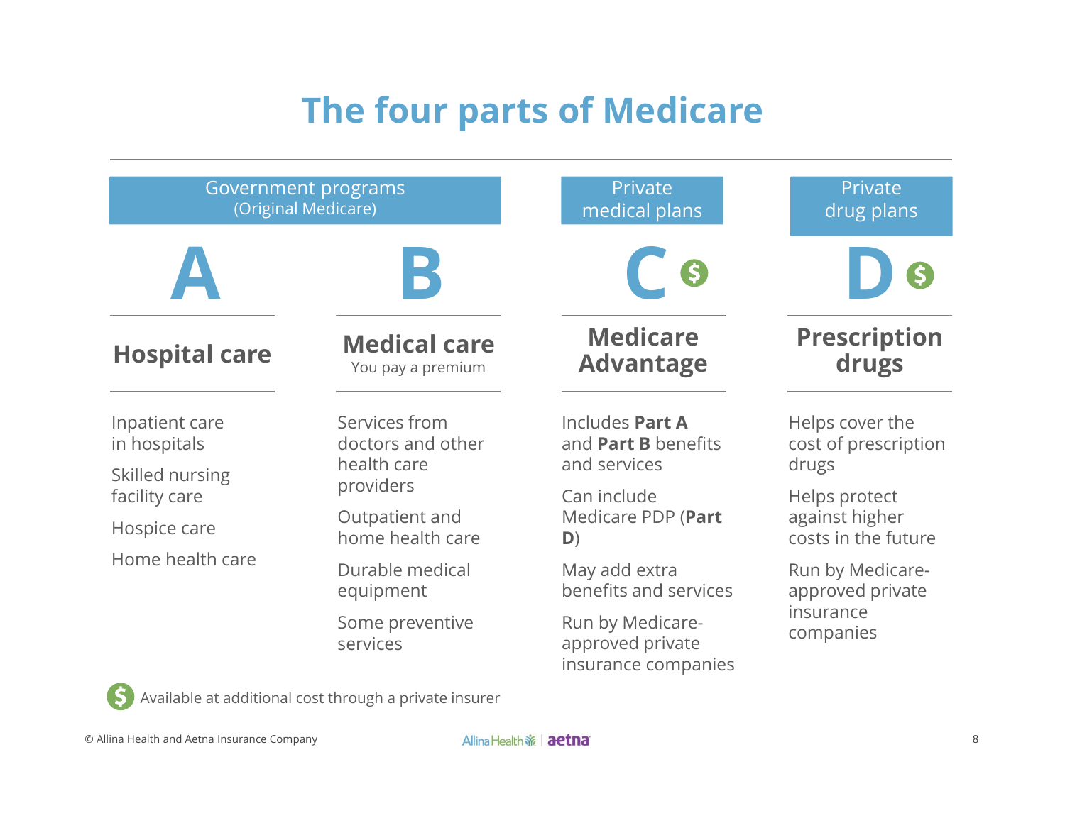# The four parts of Medicare

| Government programs (Original Medicare) | | Private medical plans | Private drug plans |
|---|---|---|---|
| **A** | **B** | **C** $ | **D** $ |
| **Hospital care** | **Medical care** You pay a premium | **Medicare Advantage** | **Prescription drugs** |
| Inpatient care in hospitals<br><br>Skilled nursing facility care<br><br>Hospice care<br><br>Home health care | Services from doctors and other health care providers<br><br>Outpatient and home health care<br><br>Durable medical equipment<br><br>Some preventive services | Includes **Part A** and **Part B** benefits and services<br><br>Can include Medicare PDP (**Part D**)<br><br>May add extra benefits and services<br><br>Run by Medicare-approved private insurance companies | Helps cover the cost of prescription drugs<br><br>Helps protect against higher costs in the future<br><br>Run by Medicare-approved private insurance companies |

$ Available at additional cost through a private insurer

© Allina Health and Aetna Insurance Company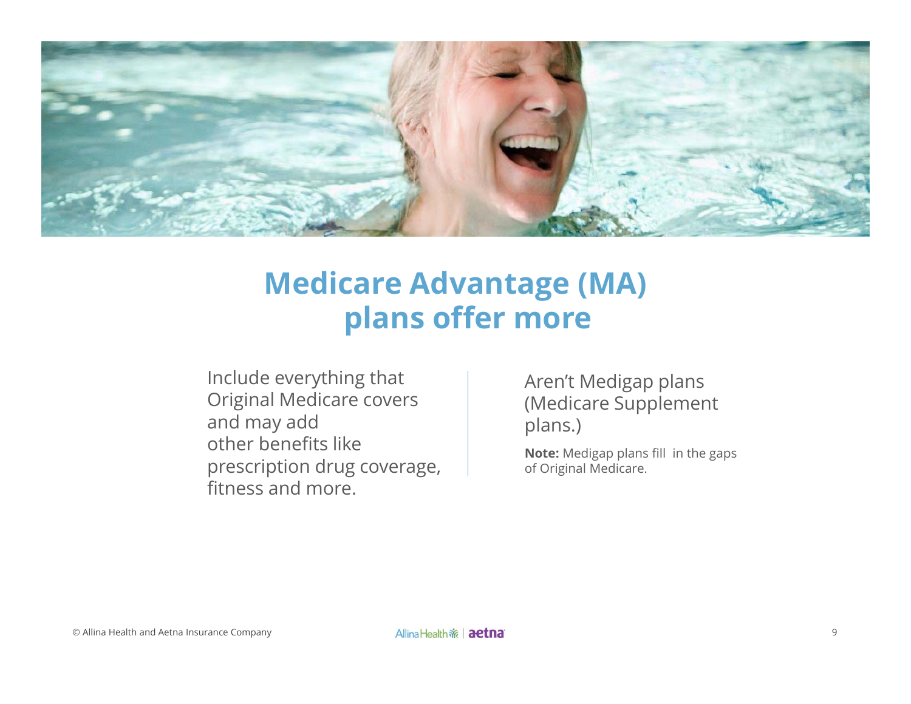# Medicare Advantage (MA) plans offer more

Include everything that Original Medicare covers and may add other benefits like prescription drug coverage, fitness and more.

Aren't Medigap plans (Medicare Supplement plans.)

**Note:** Medigap plans fill in the gaps of Original Medicare.

© Allina Health and Aetna Insurance Company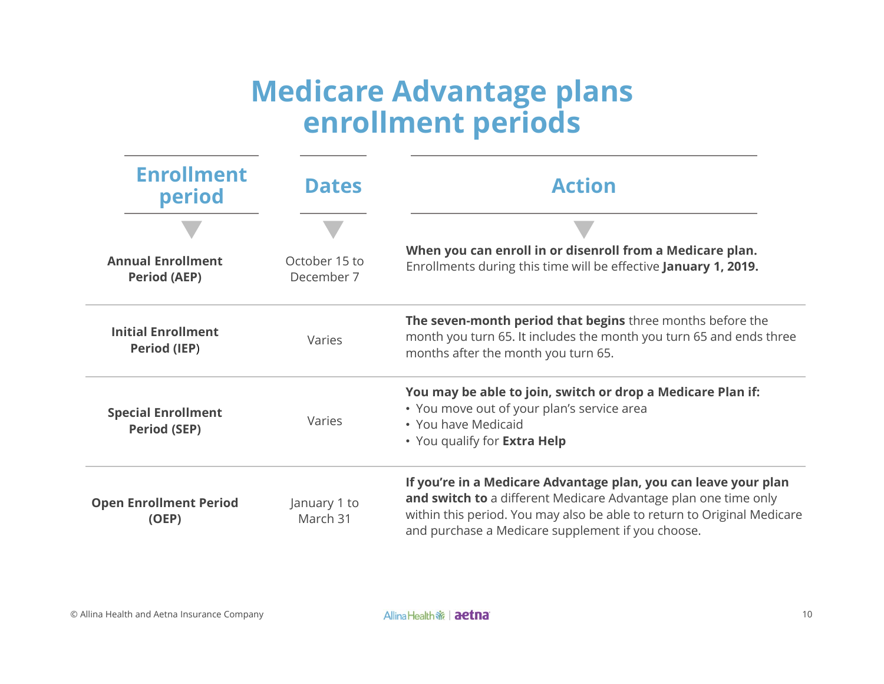# Medicare Advantage plans enrollment periods

| Enrollment period | Dates | Action |
|---|---|---|
| **Annual Enrollment Period (AEP)** | October 15 to December 7 | **When you can enroll in or disenroll from a Medicare plan.** Enrollments during this time will be effective **January 1, 2019.** |
| **Initial Enrollment Period (IEP)** | Varies | **The seven-month period that begins** three months before the month you turn 65. It includes the month you turn 65 and ends three months after the month you turn 65. |
| **Special Enrollment Period (SEP)** | Varies | **You may be able to join, switch or drop a Medicare Plan if:**<br>• You move out of your plan's service area<br>• You have Medicaid<br>• You qualify for **Extra Help** |
| **Open Enrollment Period (OEP)** | January 1 to March 31 | **If you're in a Medicare Advantage plan, you can leave your plan and switch to** a different Medicare Advantage plan one time only within this period. You may also be able to return to Original Medicare and purchase a Medicare supplement if you choose. |

© Allina Health and Aetna Insurance Company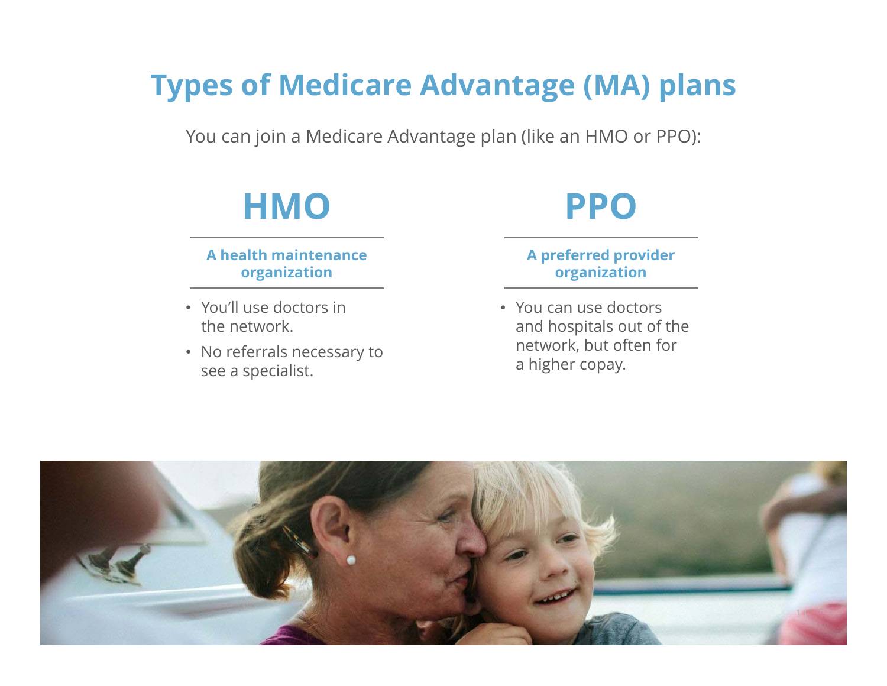# Types of Medicare Advantage (MA) plans

You can join a Medicare Advantage plan (like an HMO or PPO):

## HMO

### A health maintenance organization

- You'll use doctors in the network.
- No referrals necessary to see a specialist.

## PPO

### A preferred provider organization

- You can use doctors and hospitals out of the network, but often for a higher copay.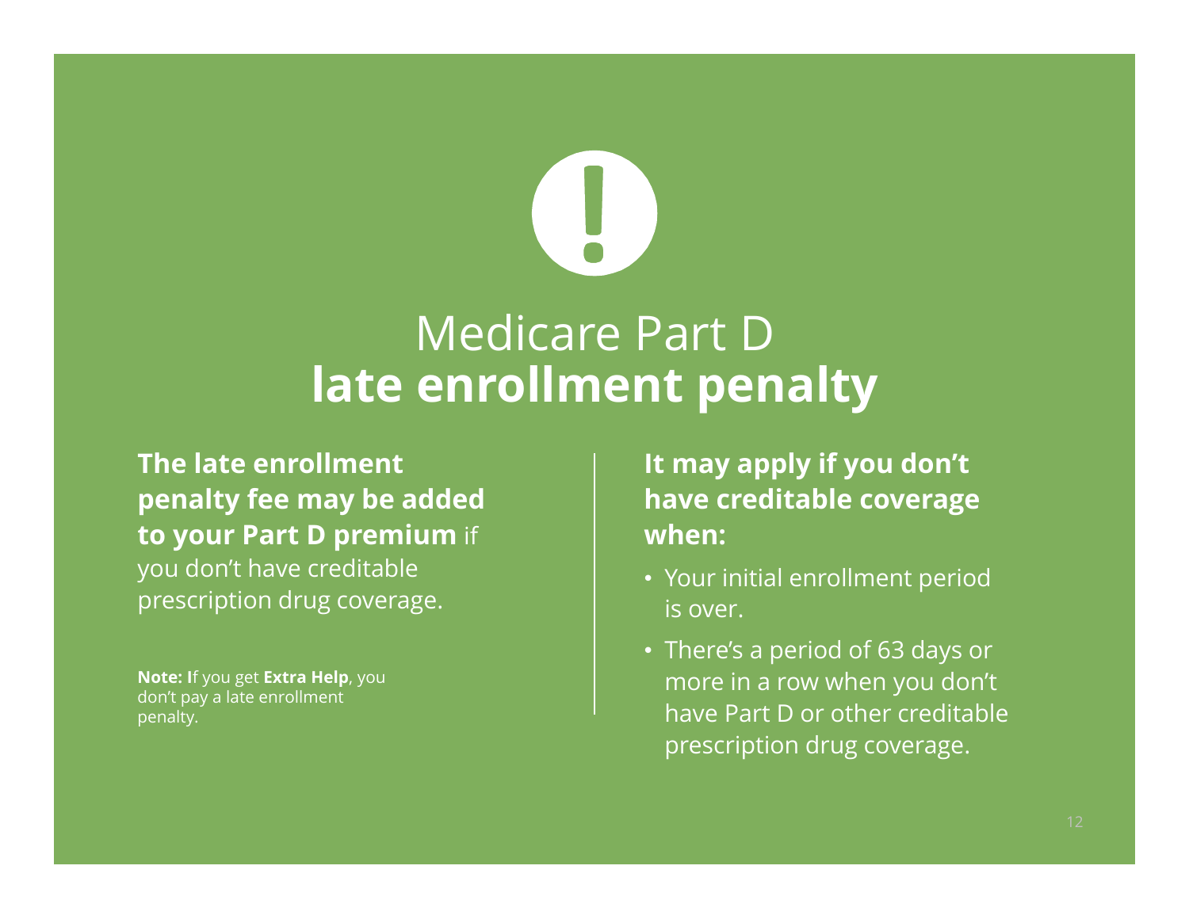# Medicare Part D **late enrollment penalty**

**The late enrollment penalty fee may be added to your Part D premium** if you don't have creditable prescription drug coverage.

**Note: I**f you get **Extra Help**, you don't pay a late enrollment penalty.

**It may apply if you don't have creditable coverage when:**

- Your initial enrollment period is over.
- There's a period of 63 days or more in a row when you don't have Part D or other creditable prescription drug coverage.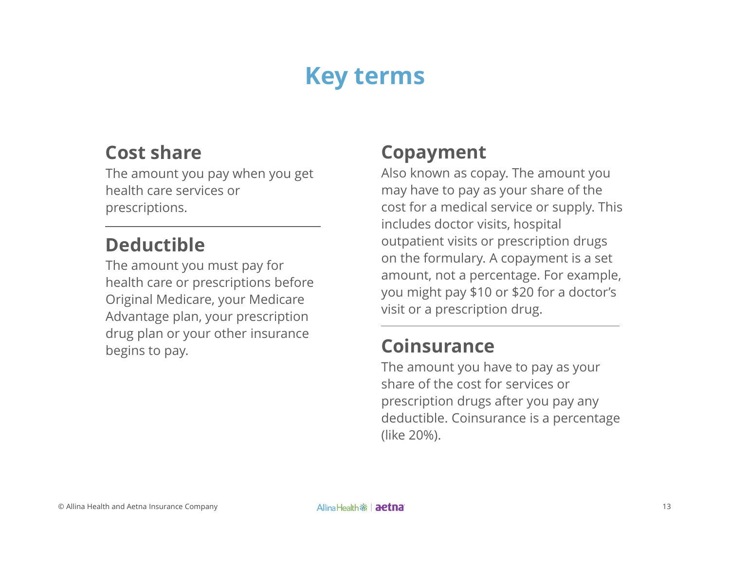# Key terms

## Cost share

The amount you pay when you get health care services or prescriptions.

## Deductible

The amount you must pay for health care or prescriptions before Original Medicare, your Medicare Advantage plan, your prescription drug plan or your other insurance begins to pay.

## Copayment

Also known as copay. The amount you may have to pay as your share of the cost for a medical service or supply. This includes doctor visits, hospital outpatient visits or prescription drugs on the formulary. A copayment is a set amount, not a percentage. For example, you might pay $10 or $20 for a doctor's visit or a prescription drug.

## Coinsurance

The amount you have to pay as your share of the cost for services or prescription drugs after you pay any deductible. Coinsurance is a percentage (like 20%).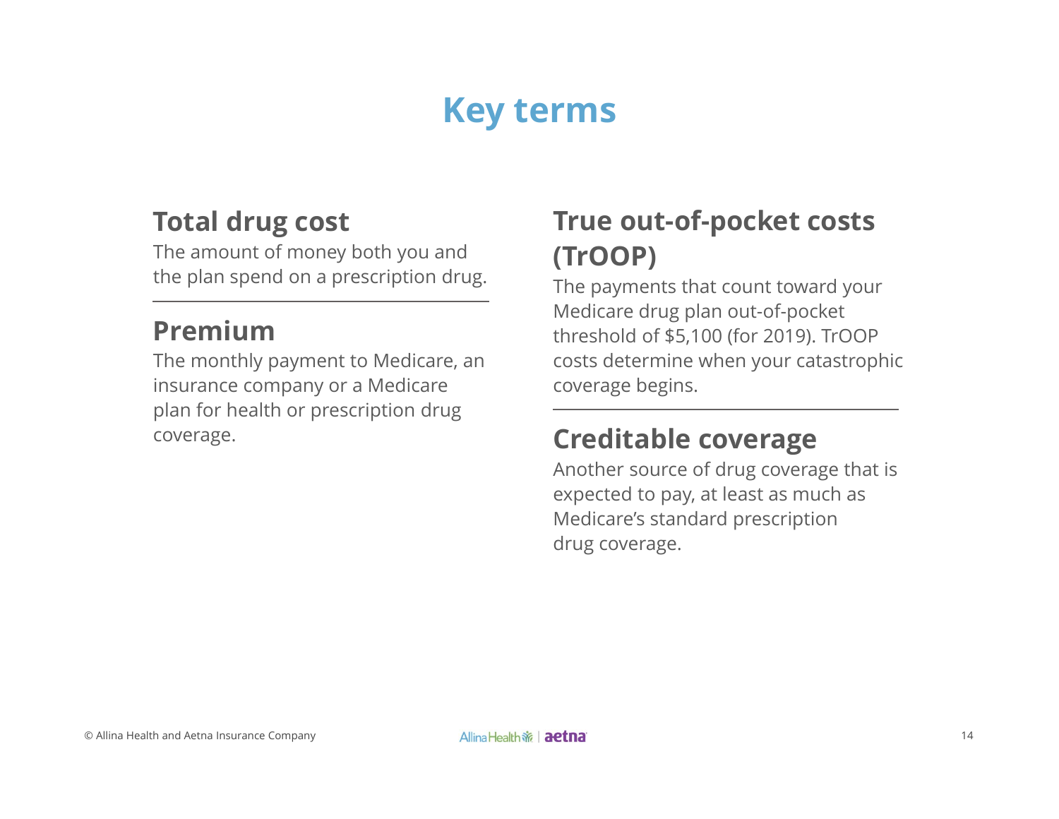# Key terms

## Total drug cost

The amount of money both you and the plan spend on a prescription drug.

## Premium

The monthly payment to Medicare, an insurance company or a Medicare plan for health or prescription drug coverage.

## True out-of-pocket costs (TrOOP)

The payments that count toward your Medicare drug plan out-of-pocket threshold of $5,100 (for 2019). TrOOP costs determine when your catastrophic coverage begins.

## Creditable coverage

Another source of drug coverage that is expected to pay, at least as much as Medicare's standard prescription drug coverage.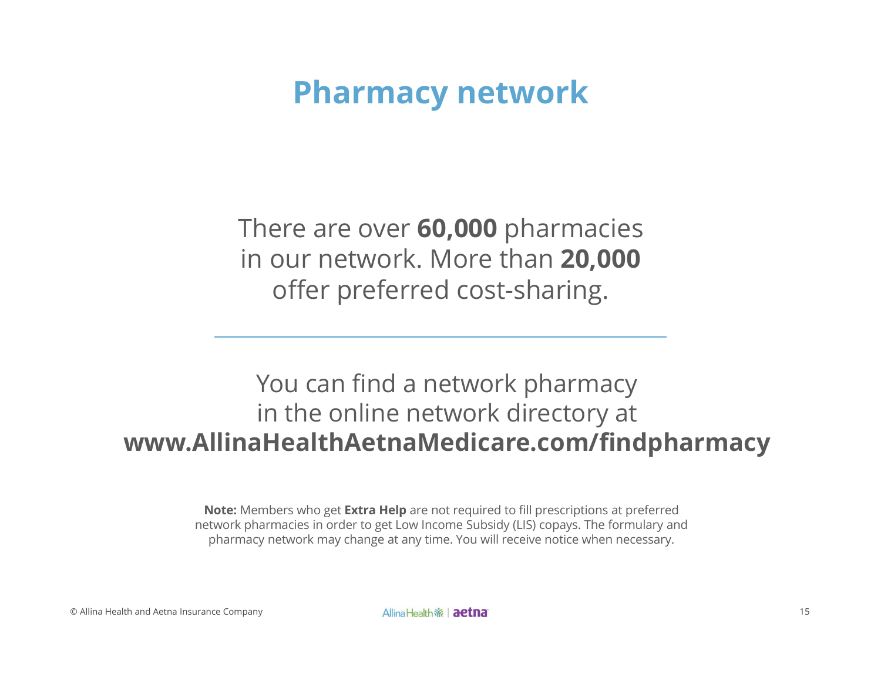# Pharmacy network

There are over **60,000** pharmacies in our network. More than **20,000** offer preferred cost-sharing.

---

You can find a network pharmacy in the online network directory at **www.AllinaHealthAetnaMedicare.com/findpharmacy**

**Note:** Members who get **Extra Help** are not required to fill prescriptions at preferred network pharmacies in order to get Low Income Subsidy (LIS) copays. The formulary and pharmacy network may change at any time. You will receive notice when necessary.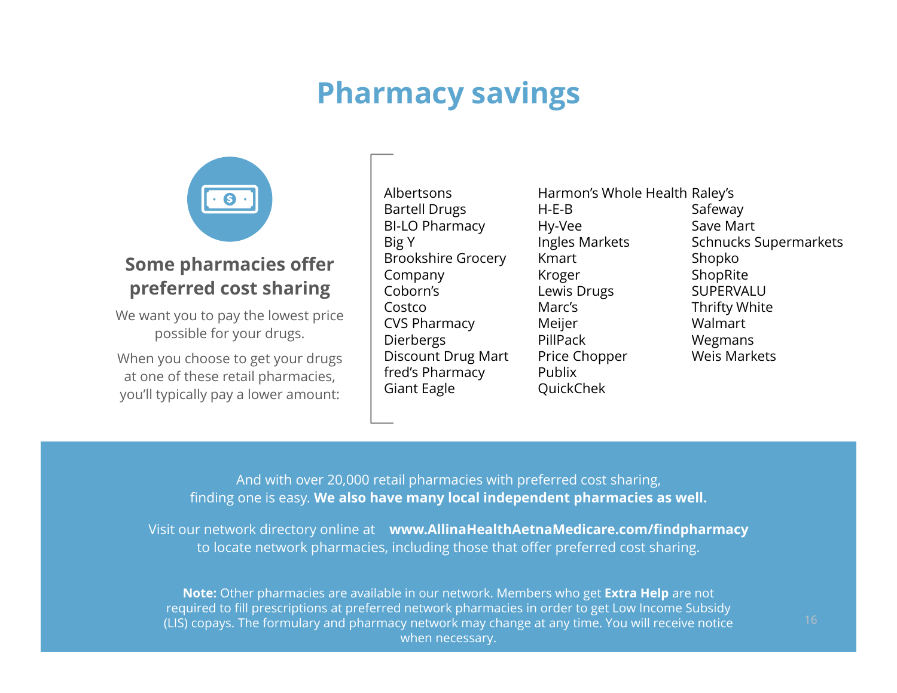# Pharmacy savings

## Some pharmacies offer preferred cost sharing

We want you to pay the lowest price possible for your drugs.

When you choose to get your drugs at one of these retail pharmacies, you'll typically pay a lower amount:

- Albertsons
- Bartell Drugs
- BI-LO Pharmacy
- Big Y
- Brookshire Grocery Company
- Coborn's
- Costco
- CVS Pharmacy
- Dierbergs
- Discount Drug Mart
- fred's Pharmacy
- Giant Eagle
- Harmon's Whole Health
- H-E-B
- Hy-Vee
- Ingles Markets
- Kmart
- Kroger
- Lewis Drugs
- Marc's
- Meijer
- PillPack
- Price Chopper
- Publix
- QuickChek
- Raley's
- Safeway
- Save Mart
- Schnucks Supermarkets
- Shopko
- ShopRite
- SUPERVALU
- Thrifty White
- Walmart
- Wegmans
- Weis Markets

And with over 20,000 retail pharmacies with preferred cost sharing, finding one is easy. **We also have many local independent pharmacies as well.**

Visit our network directory online at **www.AllinaHealthAetnaMedicare.com/findpharmacy** to locate network pharmacies, including those that offer preferred cost sharing.

**Note:** Other pharmacies are available in our network. Members who get **Extra Help** are not required to fill prescriptions at preferred network pharmacies in order to get Low Income Subsidy (LIS) copays. The formulary and pharmacy network may change at any time. You will receive notice when necessary.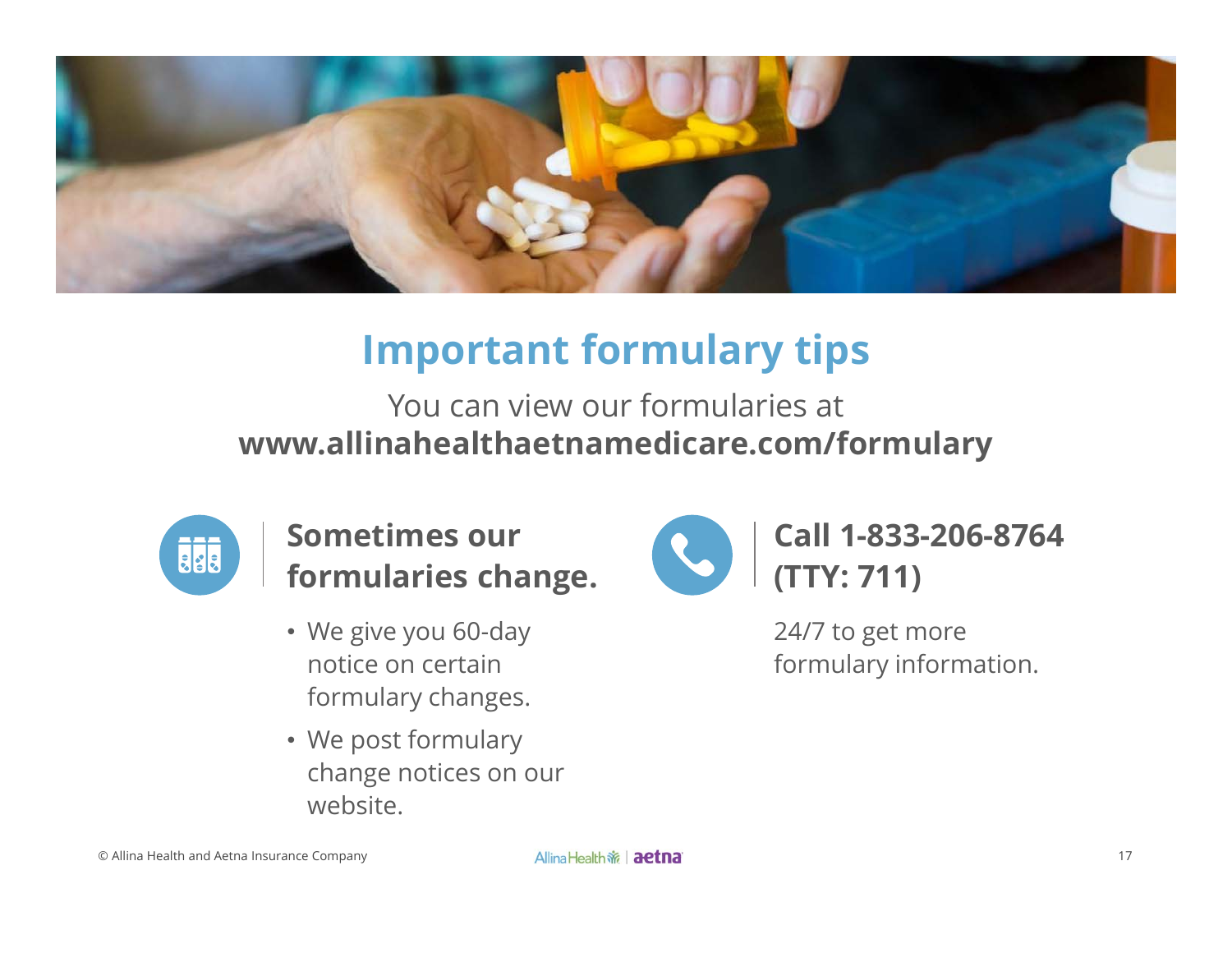# Important formulary tips

You can view our formularies at
**www.allinahealthaetnamedicare.com/formulary**

## Sometimes our formularies change.

- We give you 60-day notice on certain formulary changes.
- We post formulary change notices on our website.

## Call 1-833-206-8764 (TTY: 711)

24/7 to get more formulary information.

© Allina Health and Aetna Insurance Company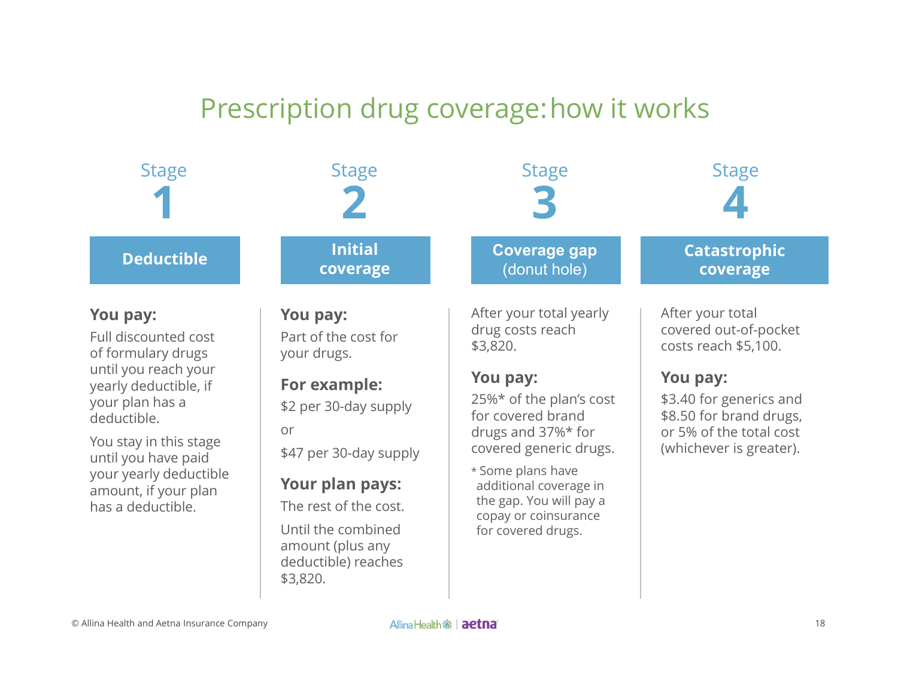# Prescription drug coverage: how it works

## Stage 1

### Deductible

**You pay:**

Full discounted cost of formulary drugs until you reach your yearly deductible, if your plan has a deductible.

You stay in this stage until you have paid your yearly deductible amount, if your plan has a deductible.

## Stage 2

### Initial coverage

**You pay:**

Part of the cost for your drugs.

**For example:**

$2 per 30-day supply

or

$47 per 30-day supply

**Your plan pays:**

The rest of the cost.

Until the combined amount (plus any deductible) reaches $3,820.

## Stage 3

### Coverage gap (donut hole)

After your total yearly drug costs reach $3,820.

**You pay:**

25%* of the plan's cost for covered brand drugs and 37%* for covered generic drugs.

* Some plans have additional coverage in the gap. You will pay a copay or coinsurance for covered drugs.

## Stage 4

### Catastrophic coverage

After your total covered out-of-pocket costs reach $5,100.

**You pay:**

$3.40 for generics and $8.50 for brand drugs, or 5% of the total cost (whichever is greater).

© Allina Health and Aetna Insurance Company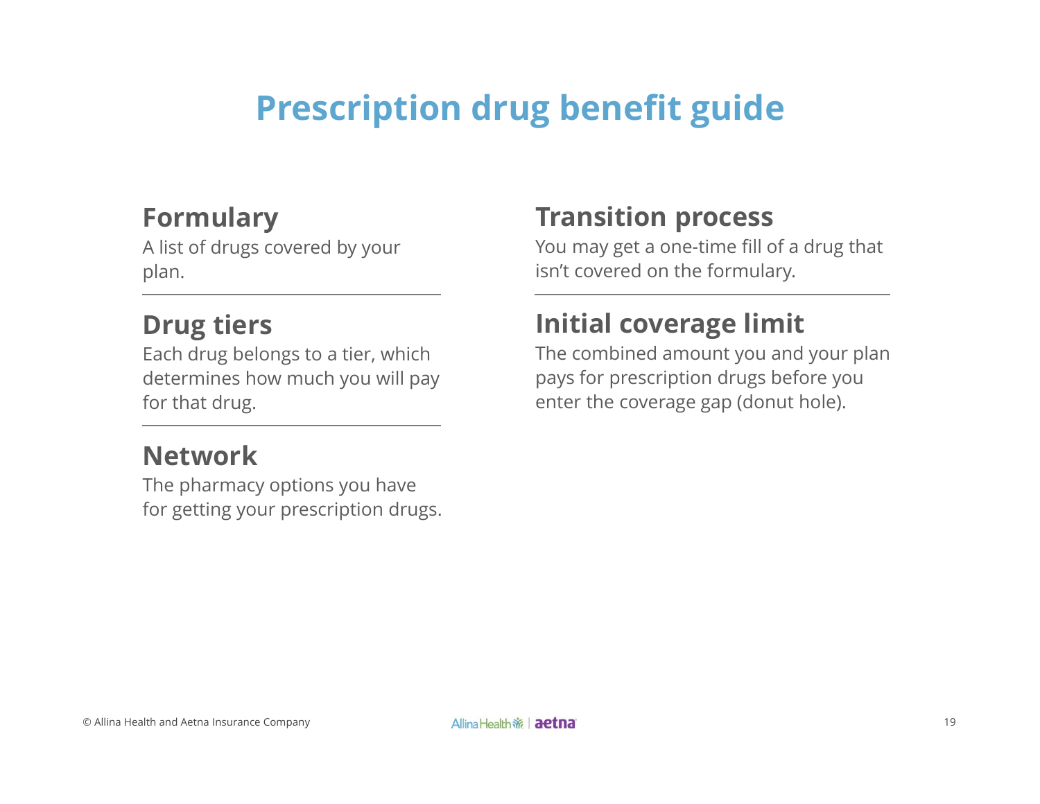# Prescription drug benefit guide

## Formulary

A list of drugs covered by your plan.

## Drug tiers

Each drug belongs to a tier, which determines how much you will pay for that drug.

## Network

The pharmacy options you have for getting your prescription drugs.

## Transition process

You may get a one-time fill of a drug that isn't covered on the formulary.

## Initial coverage limit

The combined amount you and your plan pays for prescription drugs before you enter the coverage gap (donut hole).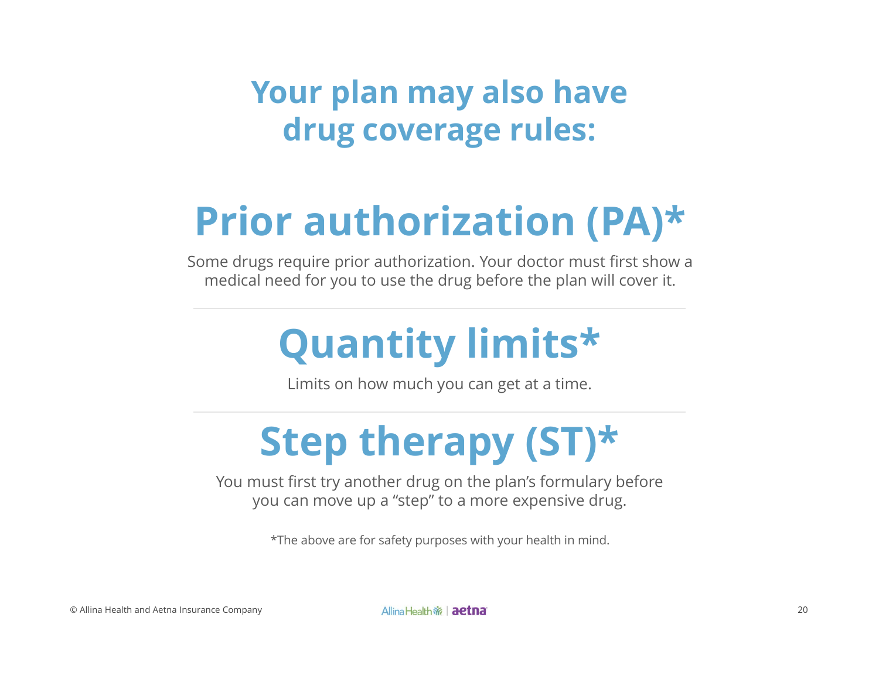# Your plan may also have drug coverage rules:

## Prior authorization (PA)*

Some drugs require prior authorization. Your doctor must first show a medical need for you to use the drug before the plan will cover it.

---

## Quantity limits*

Limits on how much you can get at a time.

---

## Step therapy (ST)*

You must first try another drug on the plan's formulary before you can move up a "step" to a more expensive drug.

*The above are for safety purposes with your health in mind.

© Allina Health and Aetna Insurance Company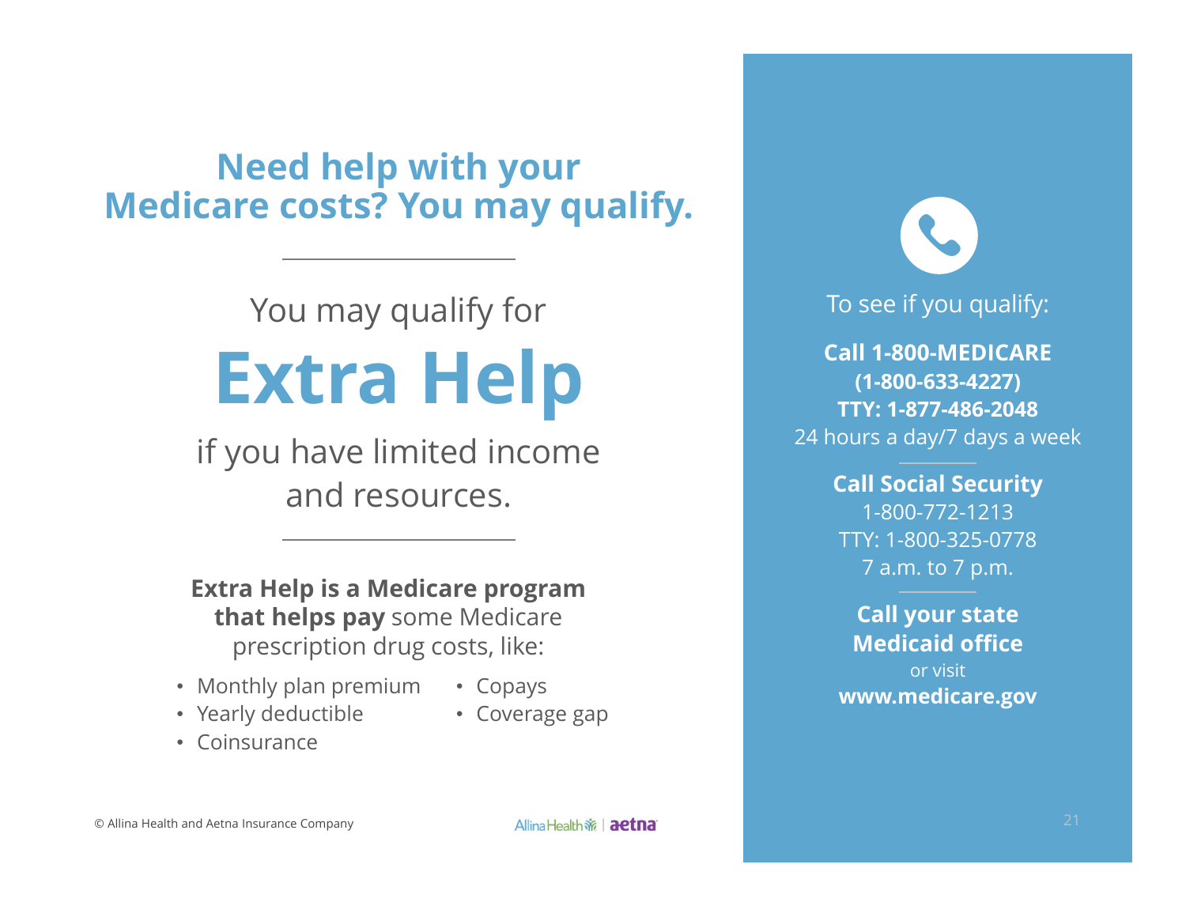# Need help with your Medicare costs? You may qualify.

You may qualify for

## Extra Help

if you have limited income and resources.

**Extra Help is a Medicare program that helps pay** some Medicare prescription drug costs, like:

- Monthly plan premium
- Yearly deductible
- Coinsurance
- Copays
- Coverage gap

To see if you qualify:

**Call 1-800-MEDICARE (1-800-633-4227)**
**TTY: 1-877-486-2048**
24 hours a day/7 days a week

**Call Social Security**
1-800-772-1213
TTY: 1-800-325-0778
7 a.m. to 7 p.m.

**Call your state Medicaid office**
or visit
**www.medicare.gov**

© Allina Health and Aetna Insurance Company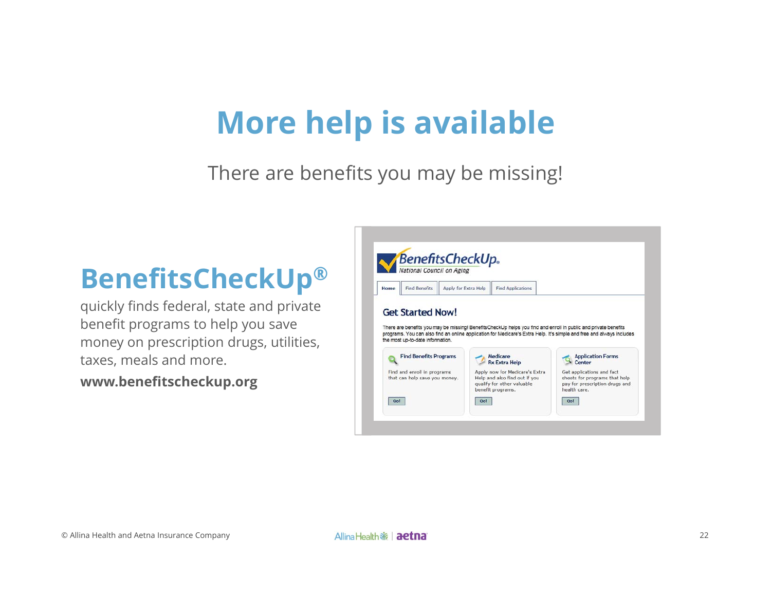# More help is available

There are benefits you may be missing!

## BenefitsCheckUp®

quickly finds federal, state and private benefit programs to help you save money on prescription drugs, utilities, taxes, meals and more.

**www.benefitscheckup.org**

BenefitsCheckUp.
National Council on Aging

Home | Find Benefits | Apply for Extra Help | Find Applications

### Get Started Now!

There are benefits you may be missing! BenefitsCheckUp helps you find and enroll in public and private benefits programs. You can also find an online application for Medicare's Extra Help. It's simple and free and always includes the most up-to-date information.

**Find Benefits Programs**
Find and enroll in programs that can help save you money.
Go!

**Medicare Rx Extra Help**
Apply now for Medicare's Extra Help and also find out if you qualify for other valuable benefit programs.
Go!

**Application Forms Center**
Get applications and fact sheets for programs that help pay for prescription drugs and health care.
Go!

© Allina Health and Aetna Insurance Company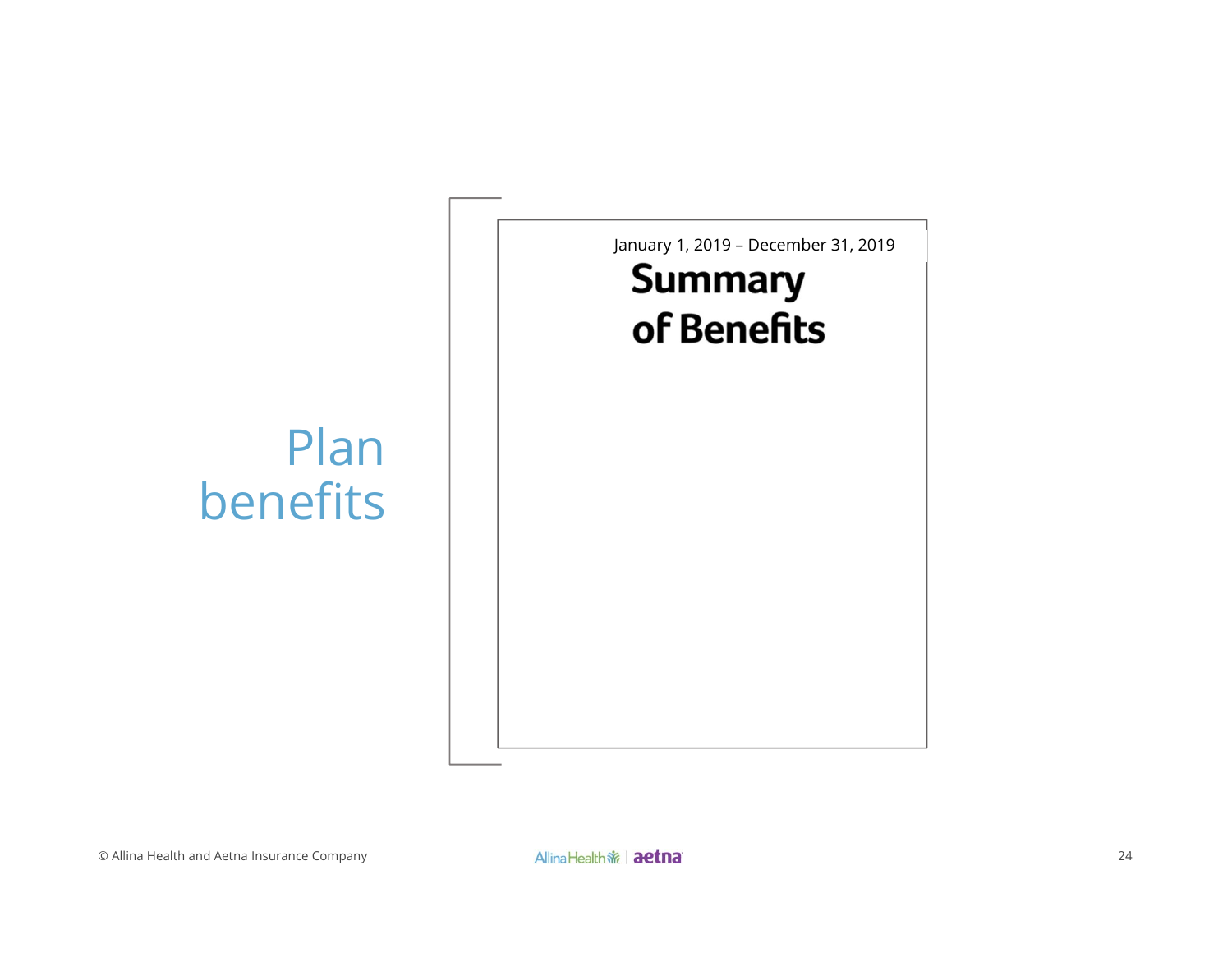# Plan benefits

January 1, 2019 – December 31, 2019

**Summary of Benefits**

© Allina Health and Aetna Insurance Company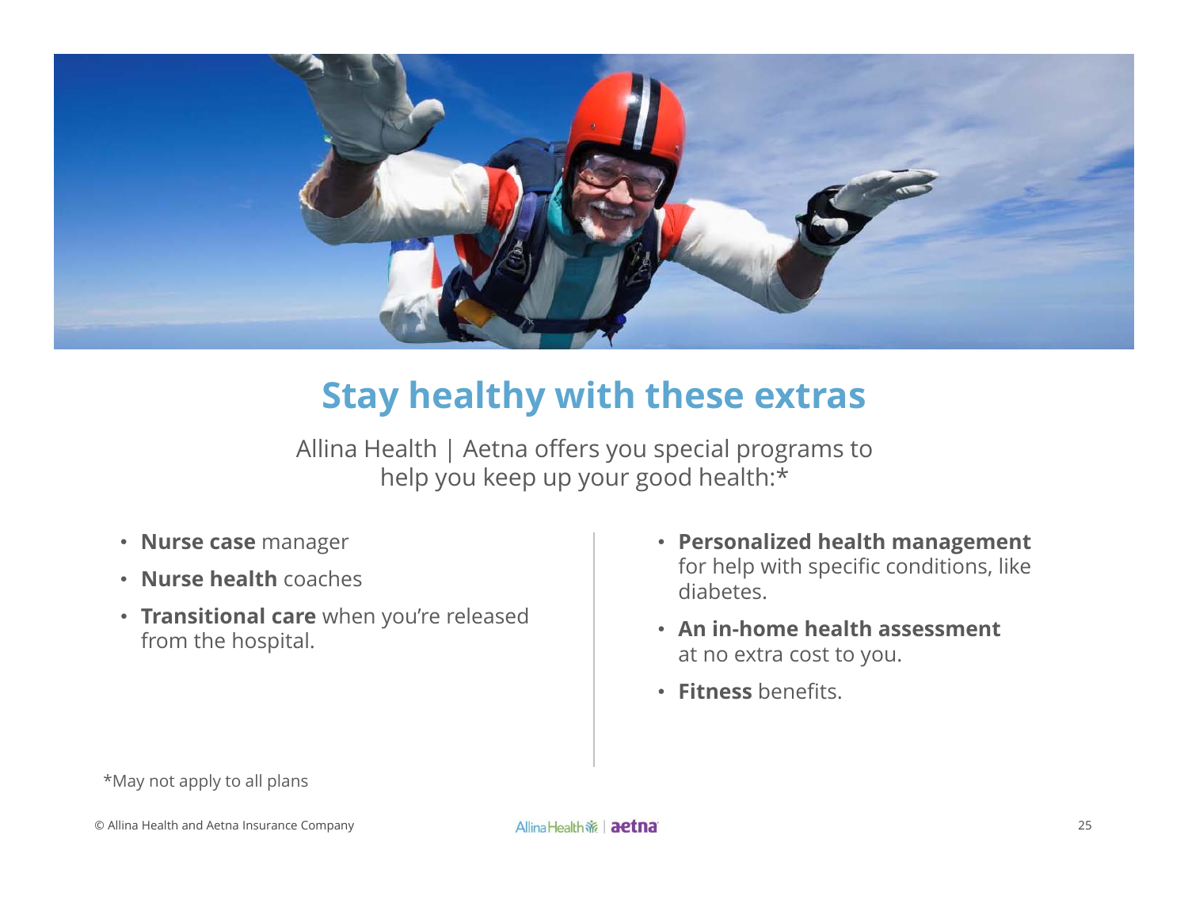# Stay healthy with these extras

Allina Health | Aetna offers you special programs to help you keep up your good health:*

- **Nurse case** manager
- **Nurse health** coaches
- **Transitional care** when you're released from the hospital.
- **Personalized health management** for help with specific conditions, like diabetes.
- **An in-home health assessment** at no extra cost to you.
- **Fitness** benefits.

*May not apply to all plans

© Allina Health and Aetna Insurance Company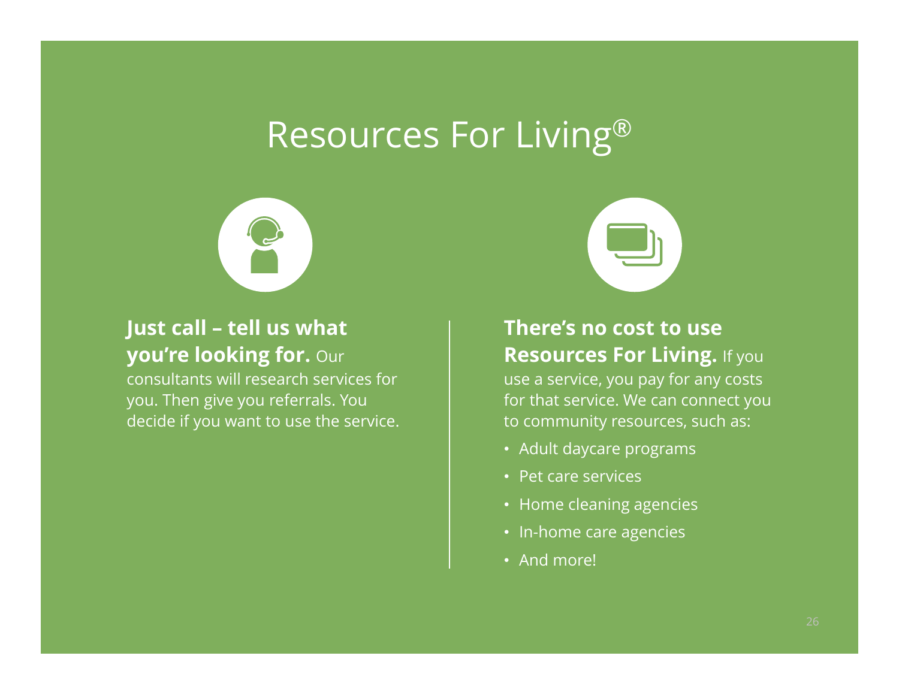# Resources For Living®

**Just call – tell us what you're looking for.** Our consultants will research services for you. Then give you referrals. You decide if you want to use the service.

**There's no cost to use Resources For Living.** If you use a service, you pay for any costs for that service. We can connect you to community resources, such as:

- Adult daycare programs
- Pet care services
- Home cleaning agencies
- In-home care agencies
- And more!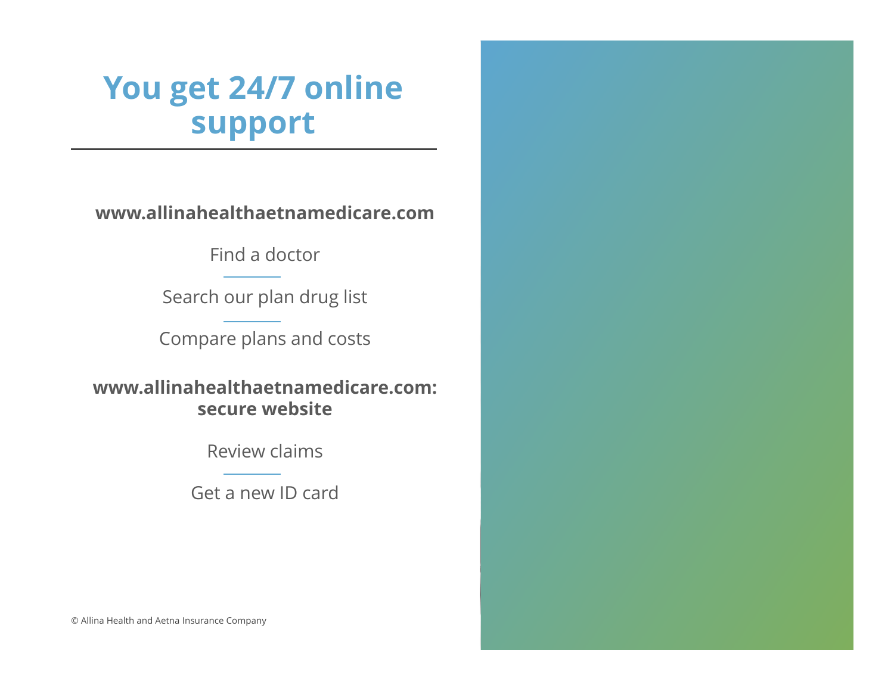# You get 24/7 online support

**www.allinahealthaetnamedicare.com**

Find a doctor

Search our plan drug list

Compare plans and costs

**www.allinahealthaetnamedicare.com: secure website**

Review claims

Get a new ID card

© Allina Health and Aetna Insurance Company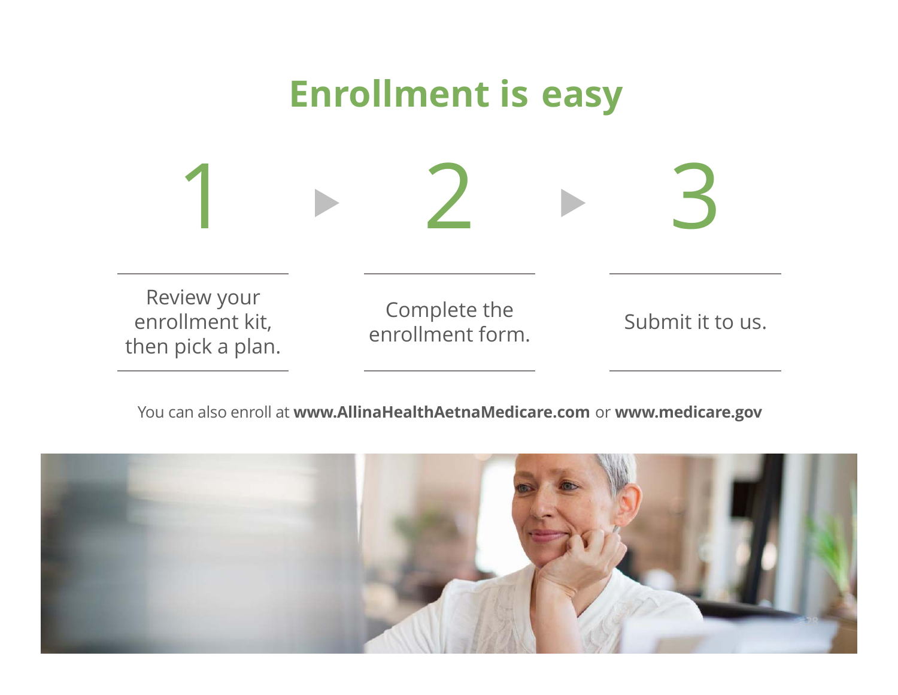# Enrollment is easy

1. Review your enrollment kit, then pick a plan.
2. Complete the enrollment form.
3. Submit it to us.

You can also enroll at **www.AllinaHealthAetnaMedicare.com** or **www.medicare.gov**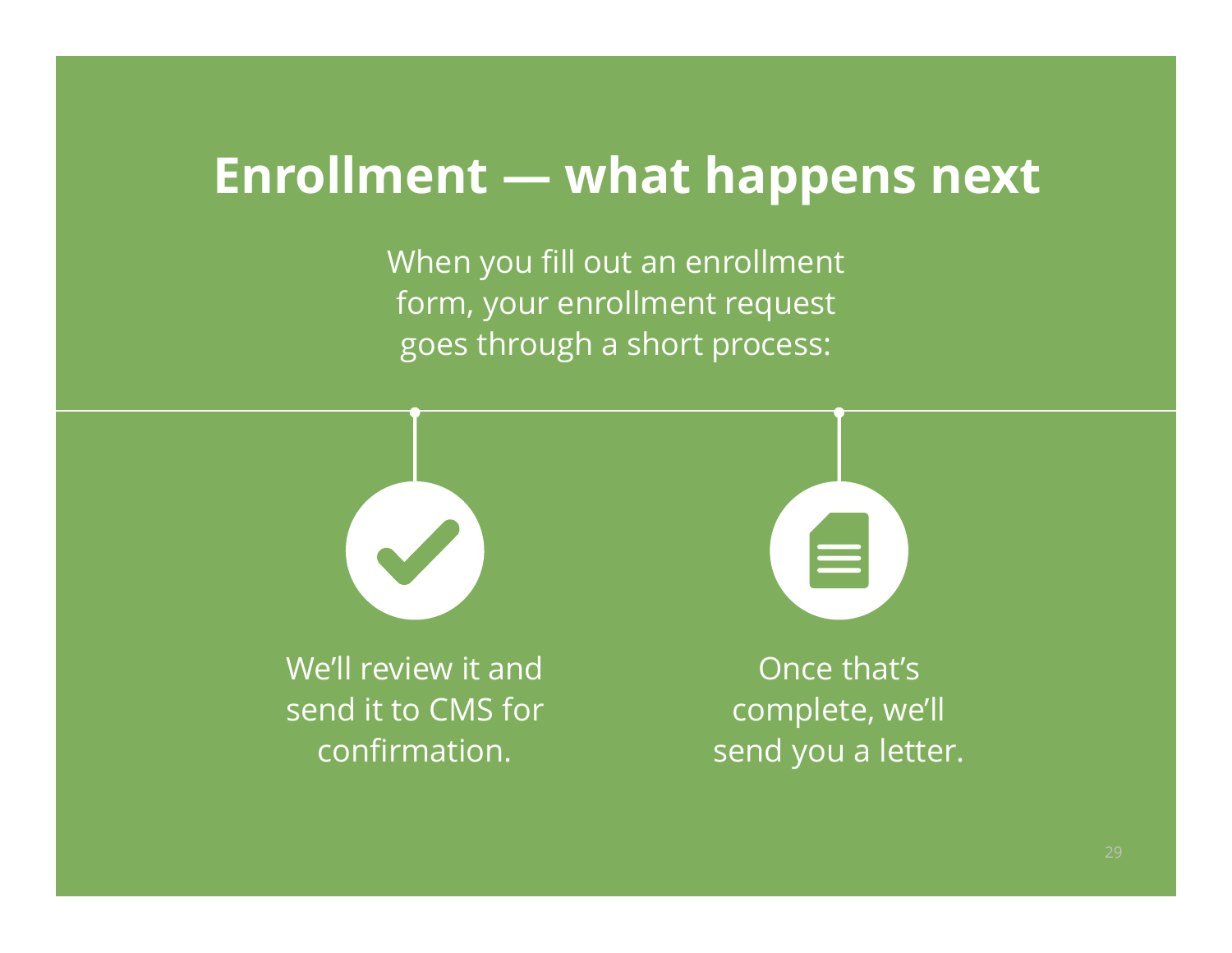# Enrollment — what happens next

When you fill out an enrollment form, your enrollment request goes through a short process:

- We'll review it and send it to CMS for confirmation.
- Once that's complete, we'll send you a letter.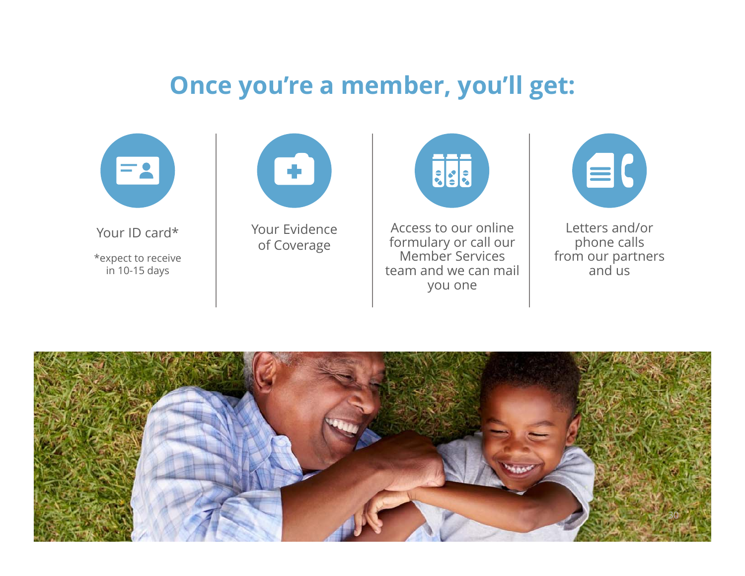# Once you're a member, you'll get:

- Your ID card*

  *expect to receive in 10-15 days

- Your Evidence of Coverage

- Access to our online formulary or call our Member Services team and we can mail you one

- Letters and/or phone calls from our partners and us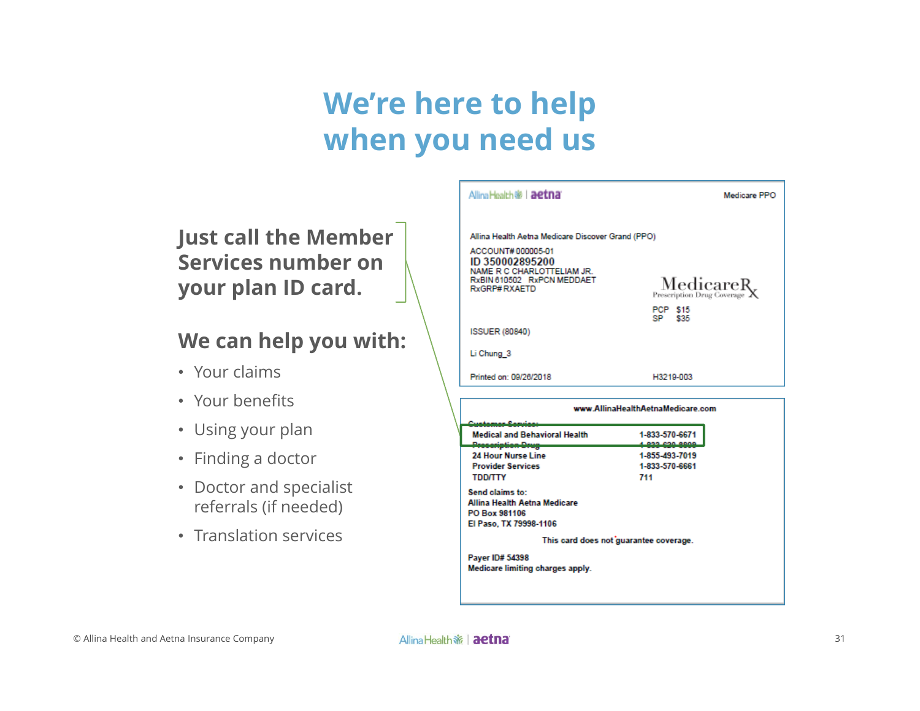# We're here to help when you need us

**Just call the Member Services number on your plan ID card.**

## We can help you with:

- Your claims
- Your benefits
- Using your plan
- Finding a doctor
- Doctor and specialist referrals (if needed)
- Translation services

Allina Health | aetna

Medicare PPO

Allina Health Aetna Medicare Discover Grand (PPO)

ACCOUNT# 000005-01
ID 350002895200
NAME R C CHARLOTTELIAM JR.
RxBIN 610502 RxPCN MEDDAET
RxGRP# RXAETD

MedicareRx
Prescription Drug Coverage

PCP $15
SP $35

ISSUER (80840)

Li Chung_3

Printed on: 09/26/2018

H3219-003

www.AllinaHealthAetnaMedicare.com

Customer Service:

| | |
|---|---|
| Medical and Behavioral Health | 1-833-570-6671 |
| Prescription Drug | 1-833-620-8800 |
| 24 Hour Nurse Line | 1-855-493-7019 |
| Provider Services | 1-833-570-6661 |
| TDD/TTY | 711 |

Send claims to:
Allina Health Aetna Medicare
PO Box 981106
El Paso, TX 79998-1106

This card does not guarantee coverage.

Payer ID# 54398
Medicare limiting charges apply.

© Allina Health and Aetna Insurance Company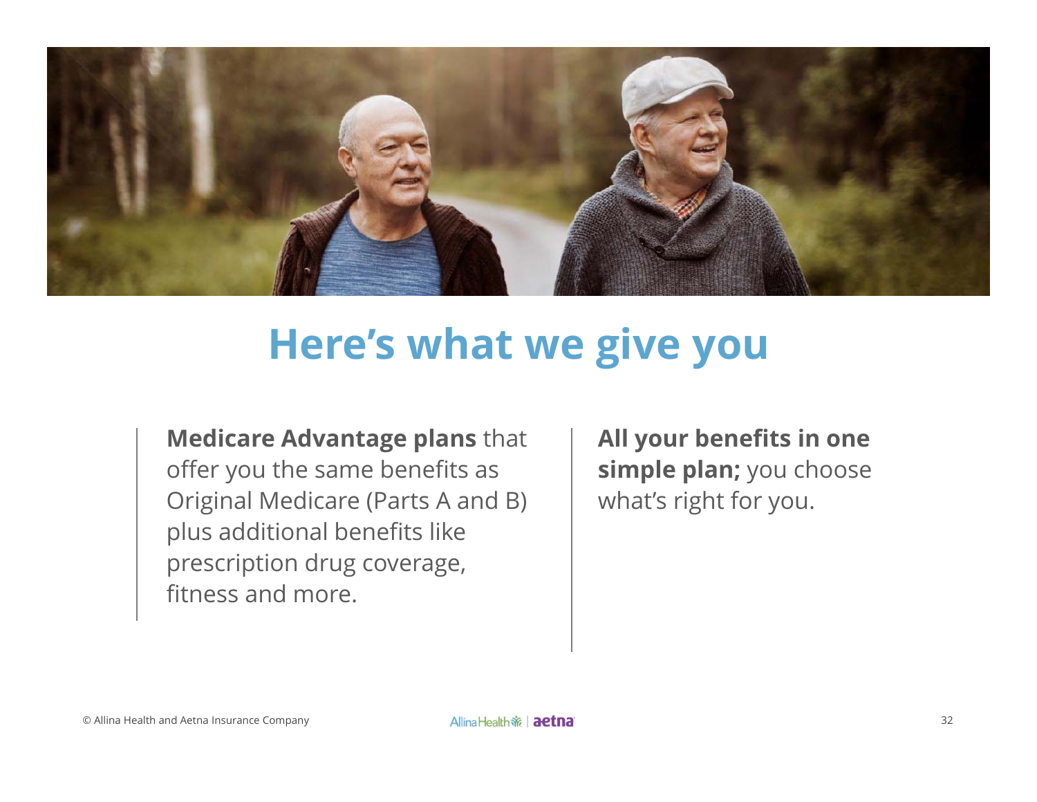# Here's what we give you

**Medicare Advantage plans** that offer you the same benefits as Original Medicare (Parts A and B) plus additional benefits like prescription drug coverage, fitness and more.

**All your benefits in one simple plan;** you choose what's right for you.

© Allina Health and Aetna Insurance Company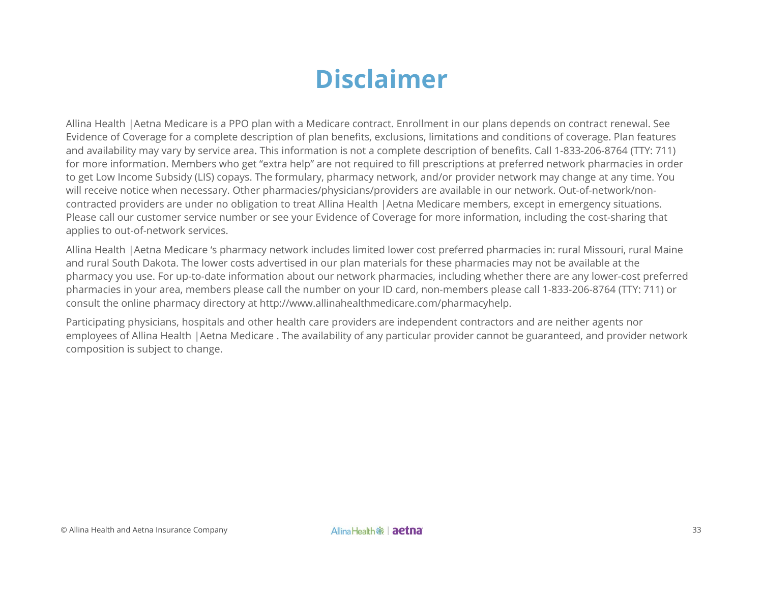# Disclaimer

Allina Health |Aetna Medicare is a PPO plan with a Medicare contract. Enrollment in our plans depends on contract renewal. See Evidence of Coverage for a complete description of plan benefits, exclusions, limitations and conditions of coverage. Plan features and availability may vary by service area. This information is not a complete description of benefits. Call 1-833-206-8764 (TTY: 711) for more information. Members who get "extra help" are not required to fill prescriptions at preferred network pharmacies in order to get Low Income Subsidy (LIS) copays. The formulary, pharmacy network, and/or provider network may change at any time. You will receive notice when necessary. Other pharmacies/physicians/providers are available in our network. Out-of-network/non-contracted providers are under no obligation to treat Allina Health |Aetna Medicare members, except in emergency situations. Please call our customer service number or see your Evidence of Coverage for more information, including the cost-sharing that applies to out-of-network services.

Allina Health |Aetna Medicare 's pharmacy network includes limited lower cost preferred pharmacies in: rural Missouri, rural Maine and rural South Dakota. The lower costs advertised in our plan materials for these pharmacies may not be available at the pharmacy you use. For up-to-date information about our network pharmacies, including whether there are any lower-cost preferred pharmacies in your area, members please call the number on your ID card, non-members please call 1-833-206-8764 (TTY: 711) or consult the online pharmacy directory at http://www.allinahealthmedicare.com/pharmacyhelp.

Participating physicians, hospitals and other health care providers are independent contractors and are neither agents nor employees of Allina Health |Aetna Medicare . The availability of any particular provider cannot be guaranteed, and provider network composition is subject to change.

© Allina Health and Aetna Insurance Company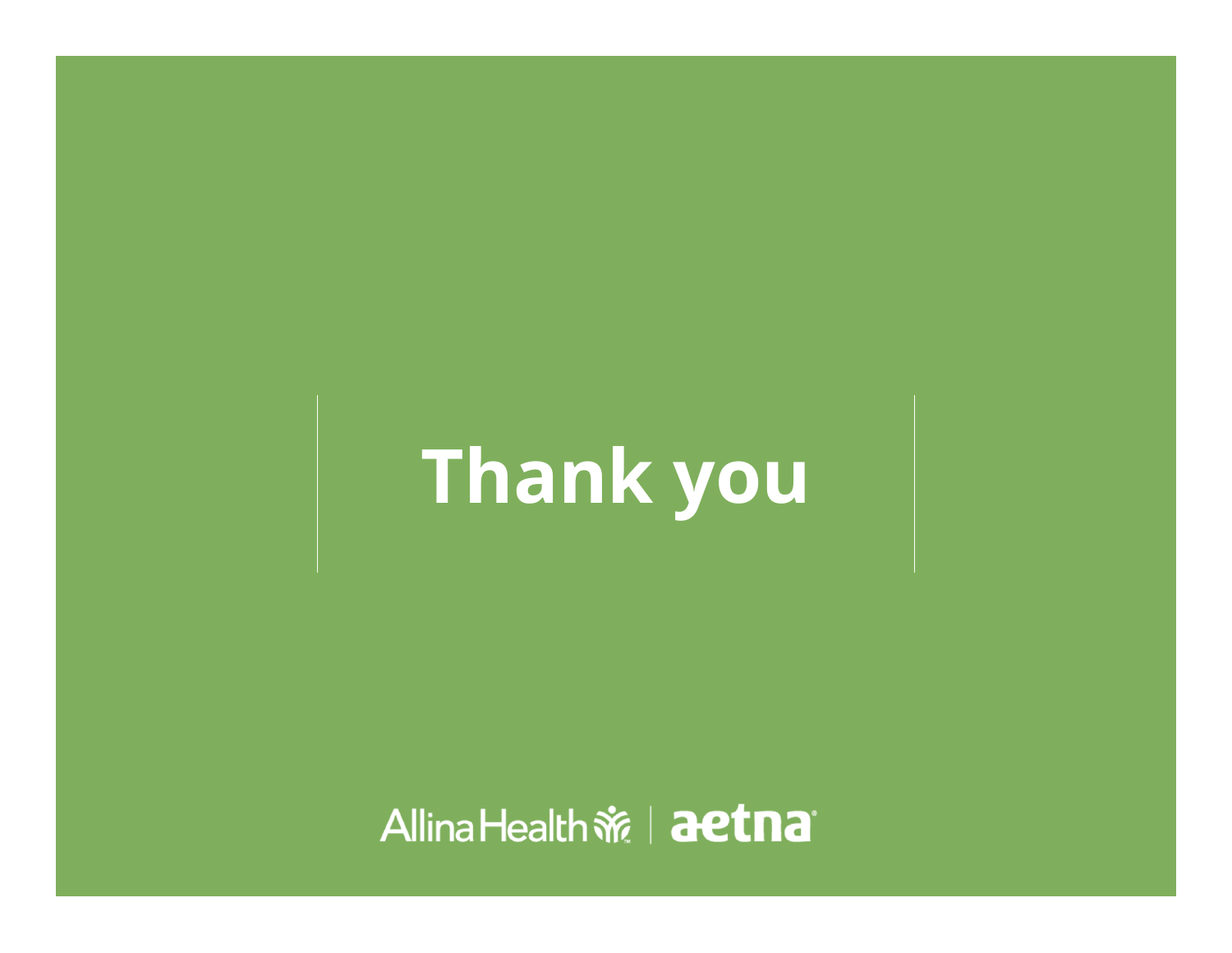# Thank you

Allina Health | aetna